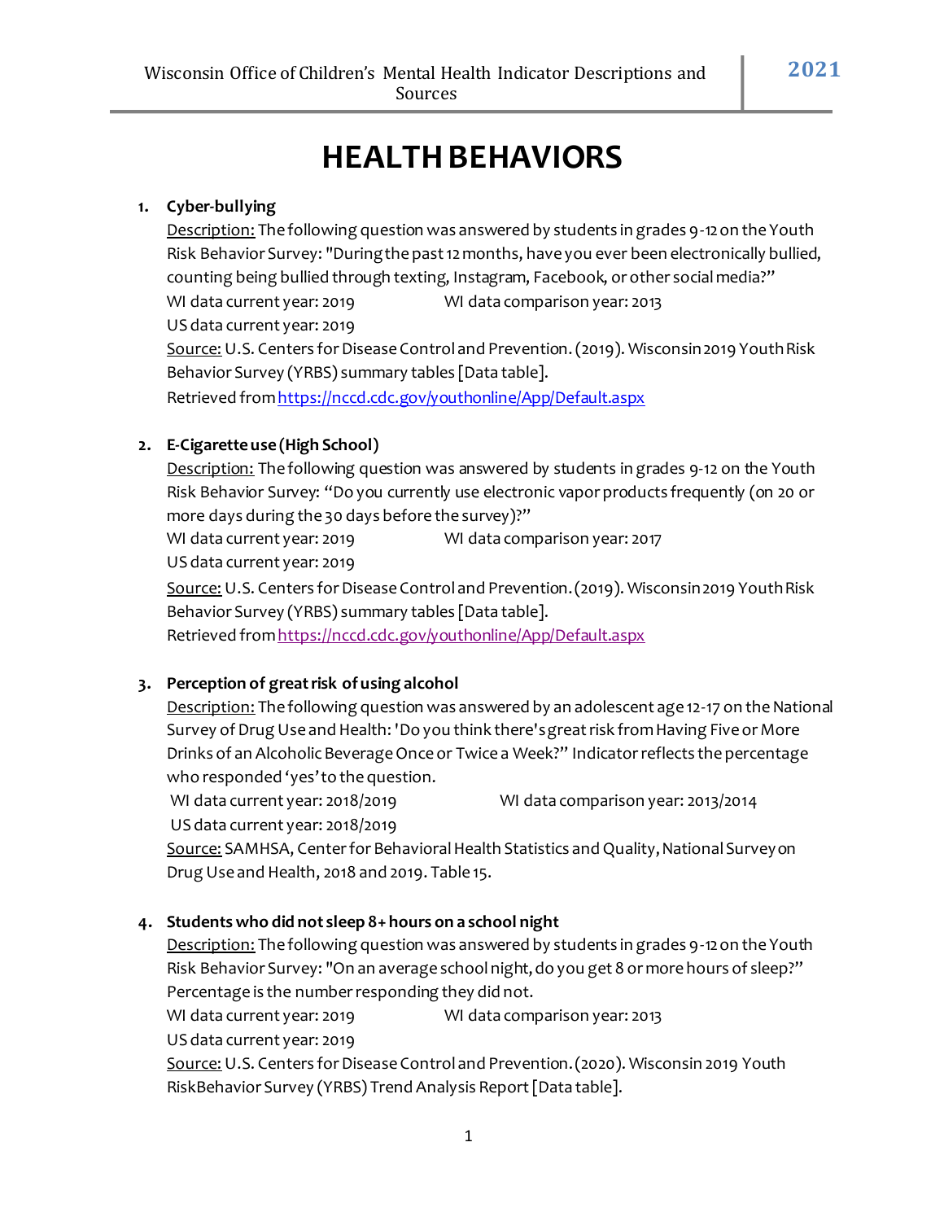# HEALTH BEHAVIORS

1. **Cyber-bullying**

   Description: The following question was answered by students in grades 9-12 on the Youth Risk Behavior Survey: "During the past 12 months, have you ever been electronically bullied, counting being bullied through texting, Instagram, Facebook, or other social media?"

   WI data current year: 2019 WI data comparison year: 2013

   US data current year: 2019

   Source: U.S. Centers for Disease Control and Prevention. (2019). Wisconsin 2019 Youth Risk Behavior Survey (YRBS) summary tables [Data table].
   Retrieved from https://nccd.cdc.gov/youthonline/App/Default.aspx

2. **E-Cigarette use (High School)**

   Description: The following question was answered by students in grades 9-12 on the Youth Risk Behavior Survey: "Do you currently use electronic vapor products frequently (on 20 or more days during the 30 days before the survey)?"

   WI data current year: 2019 WI data comparison year: 2017

   US data current year: 2019

   Source: U.S. Centers for Disease Control and Prevention. (2019). Wisconsin 2019 Youth Risk Behavior Survey (YRBS) summary tables [Data table].
   Retrieved from https://nccd.cdc.gov/youthonline/App/Default.aspx

3. **Perception of great risk of using alcohol**

   Description: The following question was answered by an adolescent age 12-17 on the National Survey of Drug Use and Health: 'Do you think there's great risk from Having Five or More Drinks of an Alcoholic Beverage Once or Twice a Week?" Indicator reflects the percentage who responded 'yes' to the question.

   WI data current year: 2018/2019 WI data comparison year: 2013/2014

   US data current year: 2018/2019

   Source: SAMHSA, Center for Behavioral Health Statistics and Quality, National Survey on Drug Use and Health, 2018 and 2019. Table 15.

4. **Students who did not sleep 8+ hours on a school night**

   Description: The following question was answered by students in grades 9-12 on the Youth Risk Behavior Survey: "On an average school night, do you get 8 or more hours of sleep?" Percentage is the number responding they did not.

   WI data current year: 2019 WI data comparison year: 2013

   US data current year: 2019

   Source: U.S. Centers for Disease Control and Prevention. (2020). Wisconsin 2019 Youth RiskBehavior Survey (YRBS) Trend Analysis Report [Data table].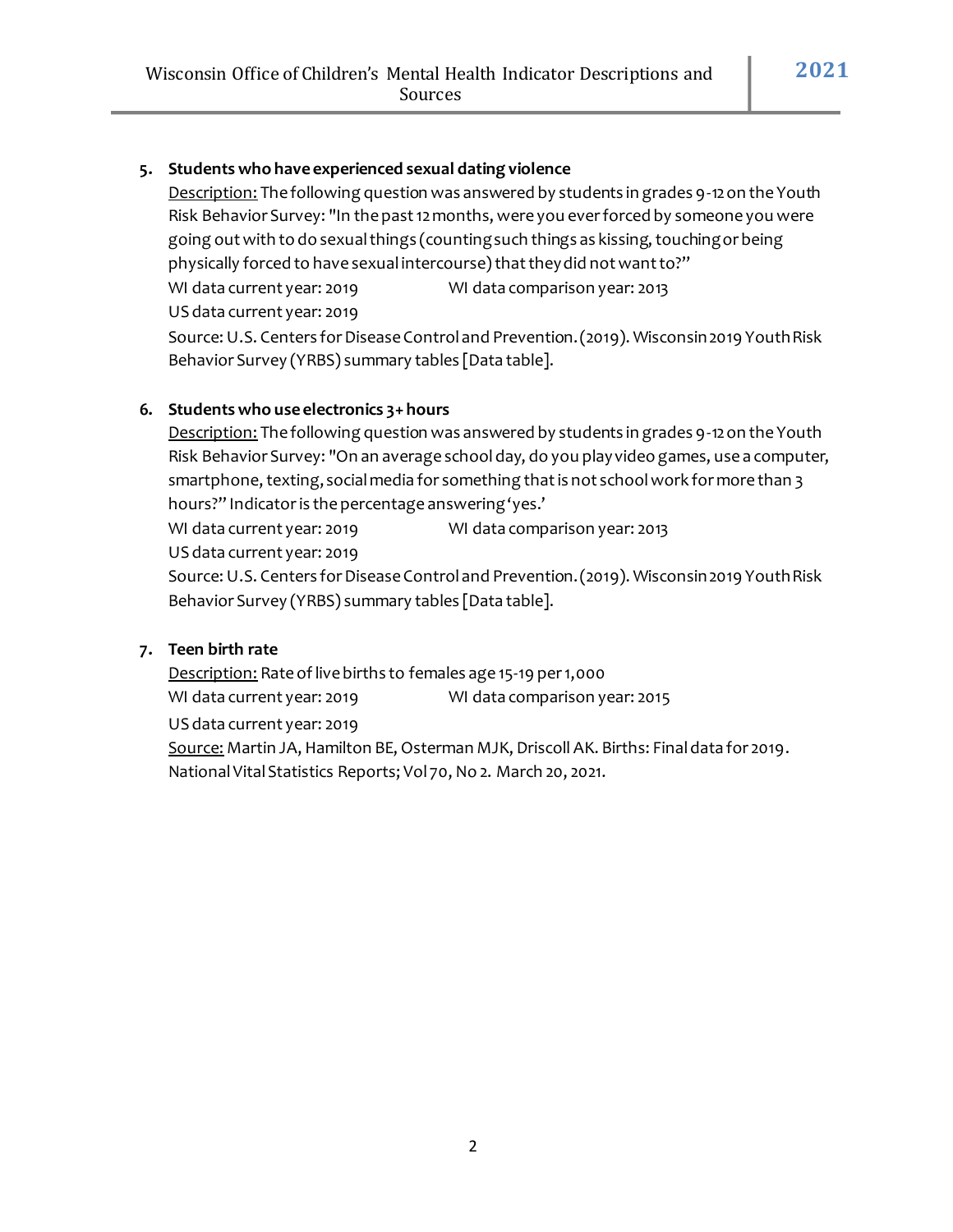5. **Students who have experienced sexual dating violence**

   Description: The following question was answered by students in grades 9-12 on the Youth Risk Behavior Survey: "In the past 12 months, were you ever forced by someone you were going out with to do sexual things (counting such things as kissing, touching or being physically forced to have sexual intercourse) that they did not want to?"

   WI data current year: 2019 WI data comparison year: 2013

   US data current year: 2019

   Source: U.S. Centers for Disease Control and Prevention. (2019). Wisconsin 2019 Youth Risk Behavior Survey (YRBS) summary tables [Data table].

6. **Students who use electronics 3+ hours**

   Description: The following question was answered by students in grades 9-12 on the Youth Risk Behavior Survey: "On an average school day, do you play video games, use a computer, smartphone, texting, social media for something that is not school work for more than 3 hours?" Indicator is the percentage answering 'yes.'

   WI data current year: 2019 WI data comparison year: 2013

   US data current year: 2019

   Source: U.S. Centers for Disease Control and Prevention. (2019). Wisconsin 2019 Youth Risk Behavior Survey (YRBS) summary tables [Data table].

7. **Teen birth rate**

   Description: Rate of live births to females age 15-19 per 1,000

   WI data current year: 2019 WI data comparison year: 2015

   US data current year: 2019

   Source: Martin JA, Hamilton BE, Osterman MJK, Driscoll AK. Births: Final data for 2019. National Vital Statistics Reports; Vol 70, No 2. March 20, 2021.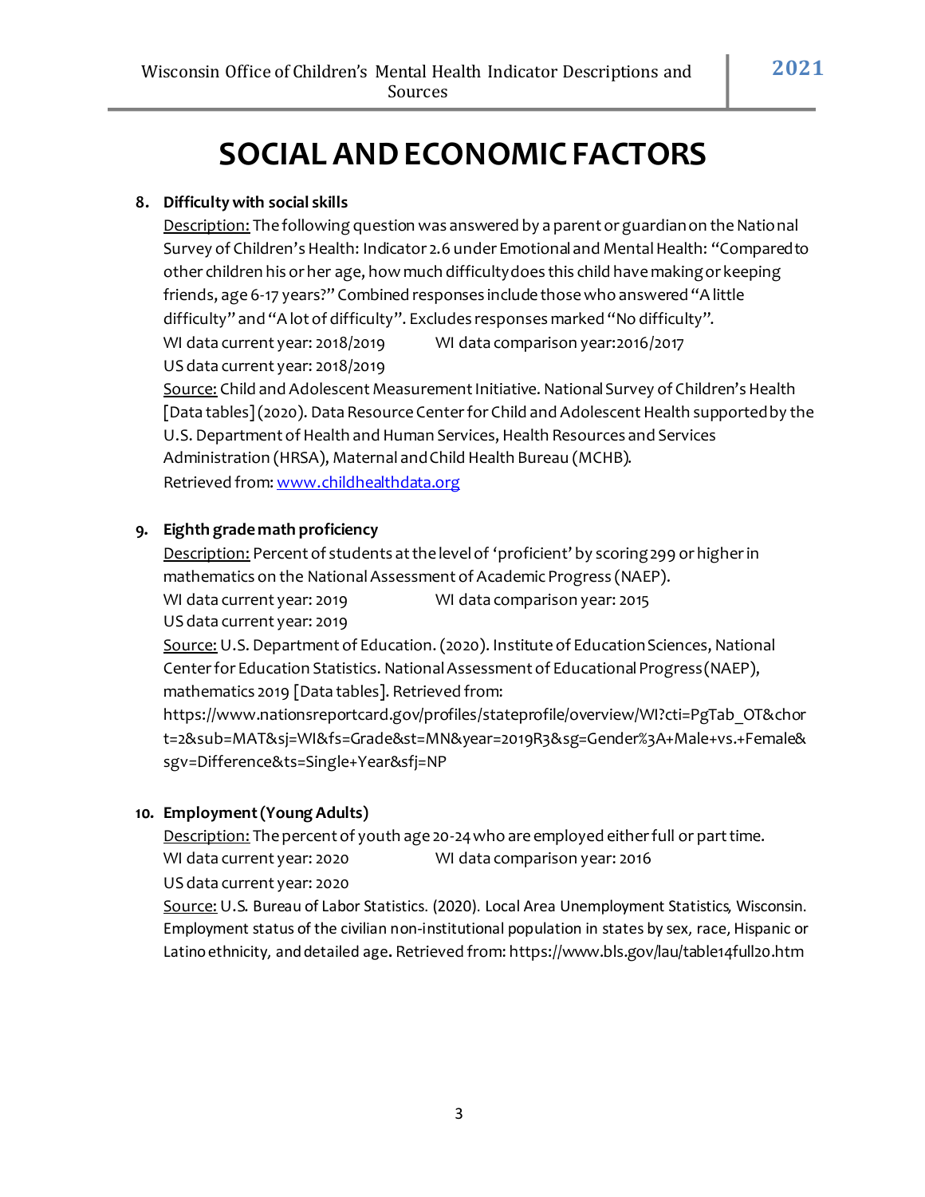# SOCIAL AND ECONOMIC FACTORS

8. **Difficulty with social skills**

   Description: The following question was answered by a parent or guardian on the National Survey of Children's Health: Indicator 2.6 under Emotional and Mental Health: "Compared to other children his or her age, how much difficulty does this child have making or keeping friends, age 6-17 years?" Combined responses include those who answered "A little difficulty" and "A lot of difficulty". Excludes responses marked "No difficulty".

   WI data current year: 2018/2019 WI data comparison year: 2016/2017

   US data current year: 2018/2019

   Source: Child and Adolescent Measurement Initiative. National Survey of Children's Health [Data tables] (2020). Data Resource Center for Child and Adolescent Health supported by the U.S. Department of Health and Human Services, Health Resources and Services Administration (HRSA), Maternal and Child Health Bureau (MCHB). Retrieved from: www.childhealthdata.org

9. **Eighth grade math proficiency**

   Description: Percent of students at the level of 'proficient' by scoring 299 or higher in mathematics on the National Assessment of Academic Progress (NAEP).

   WI data current year: 2019 WI data comparison year: 2015

   US data current year: 2019

   Source: U.S. Department of Education. (2020). Institute of Education Sciences, National Center for Education Statistics. National Assessment of Educational Progress (NAEP), mathematics 2019 [Data tables]. Retrieved from: https://www.nationsreportcard.gov/profiles/stateprofile/overview/WI?cti=PgTab_OT&chort=2&sub=MAT&sj=WI&fs=Grade&st=MN&year=2019R3&sg=Gender%3A+Male+vs.+Female&sgv=Difference&ts=Single+Year&sfj=NP

10. **Employment (Young Adults)**

    Description: The percent of youth age 20-24 who are employed either full or part time.

    WI data current year: 2020 WI data comparison year: 2016

    US data current year: 2020

    Source: U.S. Bureau of Labor Statistics. (2020). Local Area Unemployment Statistics, Wisconsin. Employment status of the civilian non-institutional population in states by sex, race, Hispanic or Latino ethnicity, and detailed age. Retrieved from: https://www.bls.gov/lau/table14full20.htm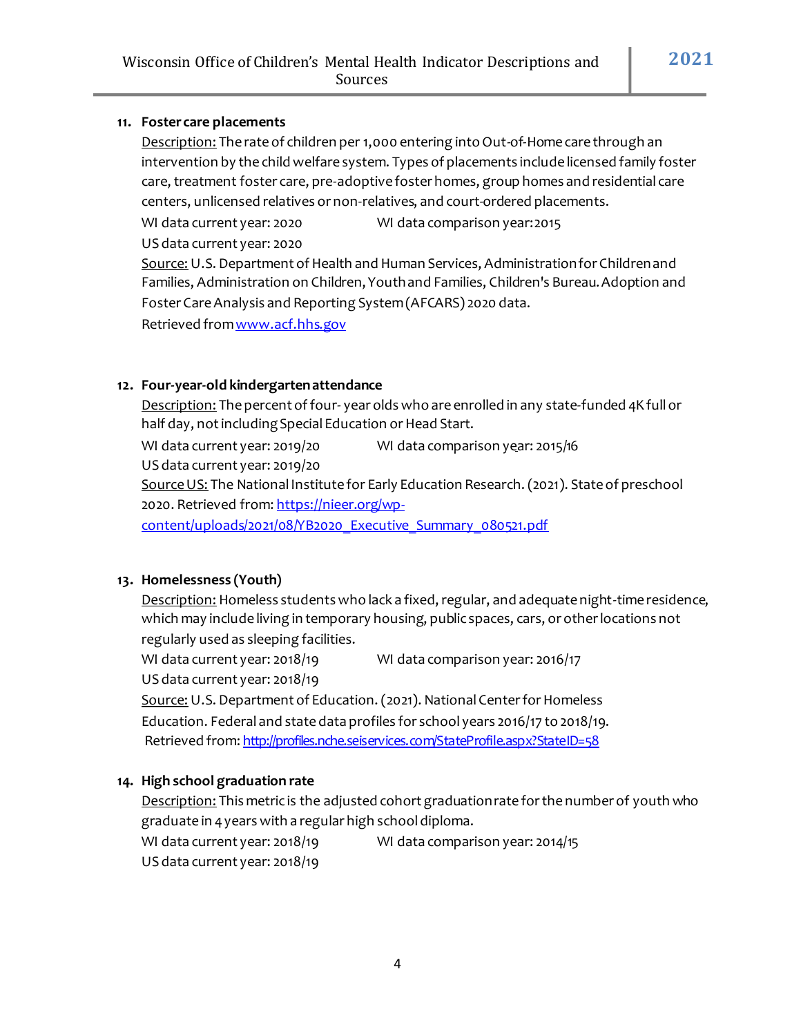11. **Foster care placements**

    Description: The rate of children per 1,000 entering into Out-of-Home care through an intervention by the child welfare system. Types of placements include licensed family foster care, treatment foster care, pre-adoptive foster homes, group homes and residential care centers, unlicensed relatives or non-relatives, and court-ordered placements.

    WI data current year: 2020 WI data comparison year: 2015

    US data current year: 2020

    Source: U.S. Department of Health and Human Services, Administration for Children and Families, Administration on Children, Youth and Families, Children's Bureau. Adoption and Foster Care Analysis and Reporting System (AFCARS) 2020 data.

    Retrieved from [www.acf.hhs.gov](www.acf.hhs.gov)

12. **Four-year-old kindergarten attendance**

    Description: The percent of four- year olds who are enrolled in any state-funded 4K full or half day, not including Special Education or Head Start.

    WI data current year: 2019/20 WI data comparison year: 2015/16

    US data current year: 2019/20

    Source US: The National Institute for Early Education Research. (2021). State of preschool 2020. Retrieved from: [https://nieer.org/wp-content/uploads/2021/08/YB2020_Executive_Summary_080521.pdf](https://nieer.org/wp-content/uploads/2021/08/YB2020_Executive_Summary_080521.pdf)

13. **Homelessness (Youth)**

    Description: Homeless students who lack a fixed, regular, and adequate night-time residence, which may include living in temporary housing, public spaces, cars, or other locations not regularly used as sleeping facilities.

    WI data current year: 2018/19 WI data comparison year: 2016/17

    US data current year: 2018/19

    Source: U.S. Department of Education. (2021). National Center for Homeless Education. Federal and state data profiles for school years 2016/17 to 2018/19.

    Retrieved from: [http://profiles.nche.seiservices.com/StateProfile.aspx?StateID=58](http://profiles.nche.seiservices.com/StateProfile.aspx?StateID=58)

14. **High school graduation rate**

    Description: This metric is the adjusted cohort graduation rate for the number of youth who graduate in 4 years with a regular high school diploma.

    WI data current year: 2018/19 WI data comparison year: 2014/15

    US data current year: 2018/19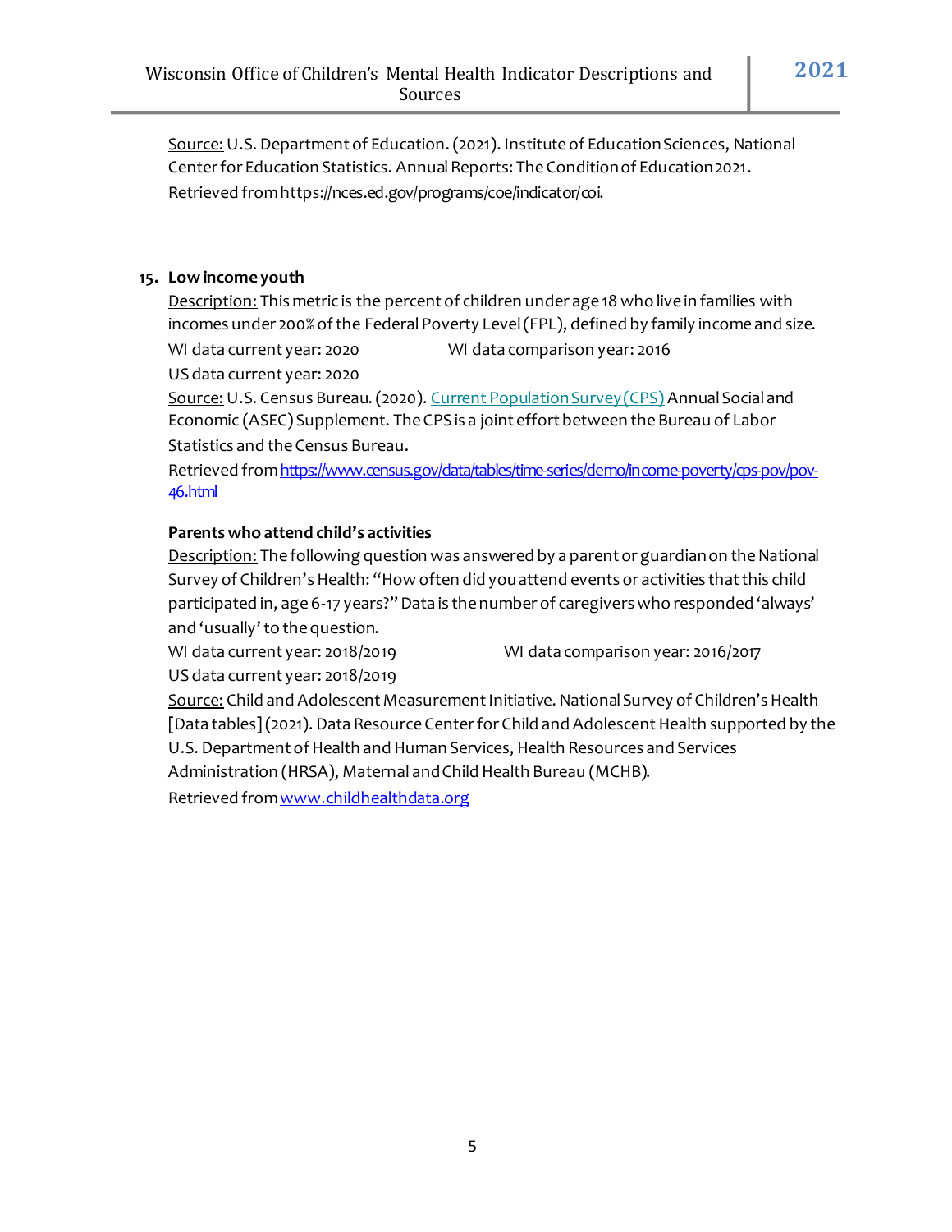Source: U.S. Department of Education. (2021). Institute of Education Sciences, National Center for Education Statistics. Annual Reports: The Condition of Education 2021. Retrieved from https://nces.ed.gov/programs/coe/indicator/coi.

15. **Low income youth**

    Description: This metric is the percent of children under age 18 who live in families with incomes under 200% of the Federal Poverty Level (FPL), defined by family income and size.

    WI data current year: 2020 WI data comparison year: 2016

    US data current year: 2020

    Source: U.S. Census Bureau. (2020). [Current Population Survey (CPS)]() Annual Social and Economic (ASEC) Supplement. The CPS is a joint effort between the Bureau of Labor Statistics and the Census Bureau.

    Retrieved from [https://www.census.gov/data/tables/time-series/demo/income-poverty/cps-pov/pov-46.html](https://www.census.gov/data/tables/time-series/demo/income-poverty/cps-pov/pov-46.html)

    **Parents who attend child's activities**

    Description: The following question was answered by a parent or guardian on the National Survey of Children's Health: "How often did you attend events or activities that this child participated in, age 6-17 years?" Data is the number of caregivers who responded 'always' and 'usually' to the question.

    WI data current year: 2018/2019 WI data comparison year: 2016/2017

    US data current year: 2018/2019

    Source: Child and Adolescent Measurement Initiative. National Survey of Children's Health [Data tables] (2021). Data Resource Center for Child and Adolescent Health supported by the U.S. Department of Health and Human Services, Health Resources and Services Administration (HRSA), Maternal and Child Health Bureau (MCHB).

    Retrieved from [www.childhealthdata.org](www.childhealthdata.org)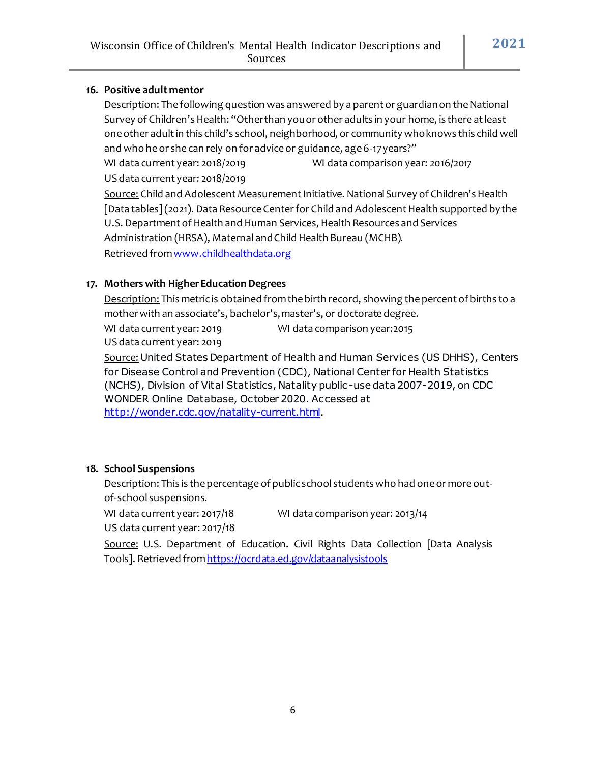16. **Positive adult mentor**

    Description: The following question was answered by a parent or guardian on the National Survey of Children's Health: "Other than you or other adults in your home, is there at least one other adult in this child's school, neighborhood, or community who knows this child well and who he or she can rely on for advice or guidance, age 6-17 years?"

    WI data current year: 2018/2019 WI data comparison year: 2016/2017

    US data current year: 2018/2019

    Source: Child and Adolescent Measurement Initiative. National Survey of Children's Health [Data tables] (2021). Data Resource Center for Child and Adolescent Health supported by the U.S. Department of Health and Human Services, Health Resources and Services Administration (HRSA), Maternal and Child Health Bureau (MCHB). Retrieved from www.childhealthdata.org

17. **Mothers with Higher Education Degrees**

    Description: This metric is obtained from the birth record, showing the percent of births to a mother with an associate's, bachelor's, master's, or doctorate degree.

    WI data current year: 2019 WI data comparison year: 2015

    US data current year: 2019

    Source: United States Department of Health and Human Services (US DHHS), Centers for Disease Control and Prevention (CDC), National Center for Health Statistics (NCHS), Division of Vital Statistics, Natality public-use data 2007-2019, on CDC WONDER Online Database, October 2020. Accessed at http://wonder.cdc.gov/natality-current.html.

18. **School Suspensions**

    Description: This is the percentage of public school students who had one or more out-of-school suspensions.

    WI data current year: 2017/18 WI data comparison year: 2013/14

    US data current year: 2017/18

    Source: U.S. Department of Education. Civil Rights Data Collection [Data Analysis Tools]. Retrieved from https://ocrdata.ed.gov/dataanalysistools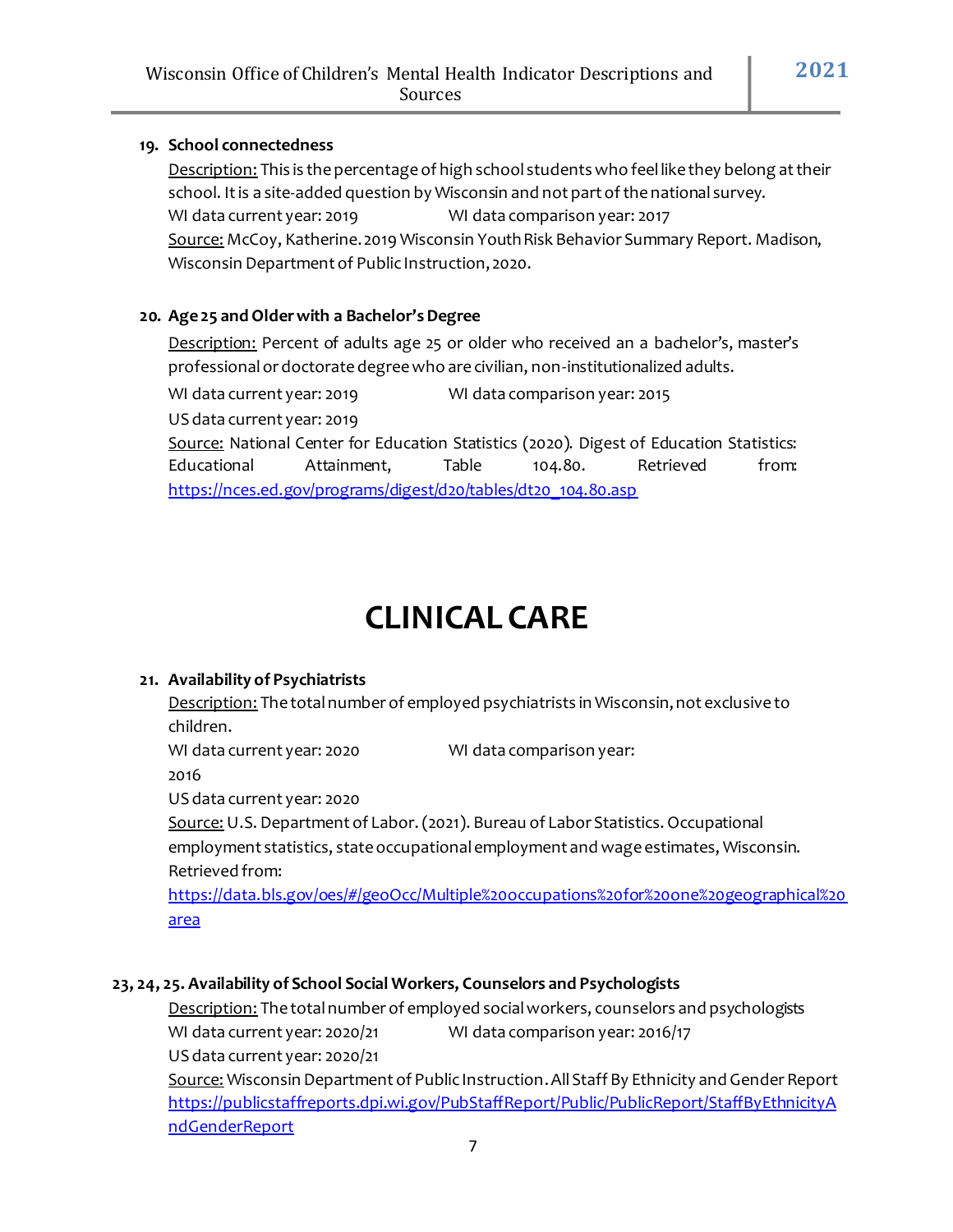**19. School connectedness**

Description: This is the percentage of high school students who feel like they belong at their school. It is a site-added question by Wisconsin and not part of the national survey.
WI data current year: 2019 WI data comparison year: 2017
Source: McCoy, Katherine. 2019 Wisconsin Youth Risk Behavior Summary Report. Madison, Wisconsin Department of Public Instruction, 2020.

**20. Age 25 and Older with a Bachelor's Degree**

Description: Percent of adults age 25 or older who received an a bachelor's, master's professional or doctorate degree who are civilian, non-institutionalized adults.
WI data current year: 2019 WI data comparison year: 2015
US data current year: 2019
Source: National Center for Education Statistics (2020). Digest of Education Statistics: Educational Attainment, Table 104.80. Retrieved from: https://nces.ed.gov/programs/digest/d20/tables/dt20_104.80.asp

# CLINICAL CARE

**21. Availability of Psychiatrists**

Description: The total number of employed psychiatrists in Wisconsin, not exclusive to children.
WI data current year: 2020 WI data comparison year: 2016
US data current year: 2020
Source: U.S. Department of Labor. (2021). Bureau of Labor Statistics. Occupational employment statistics, state occupational employment and wage estimates, Wisconsin. Retrieved from: https://data.bls.gov/oes/#/geoOcc/Multiple%20occupations%20for%20one%20geographical%20area

**23, 24, 25. Availability of School Social Workers, Counselors and Psychologists**

Description: The total number of employed social workers, counselors and psychologists
WI data current year: 2020/21 WI data comparison year: 2016/17
US data current year: 2020/21
Source: Wisconsin Department of Public Instruction. All Staff By Ethnicity and Gender Report https://publicstaffreports.dpi.wi.gov/PubStaffReport/Public/PublicReport/StaffByEthnicityAndGenderReport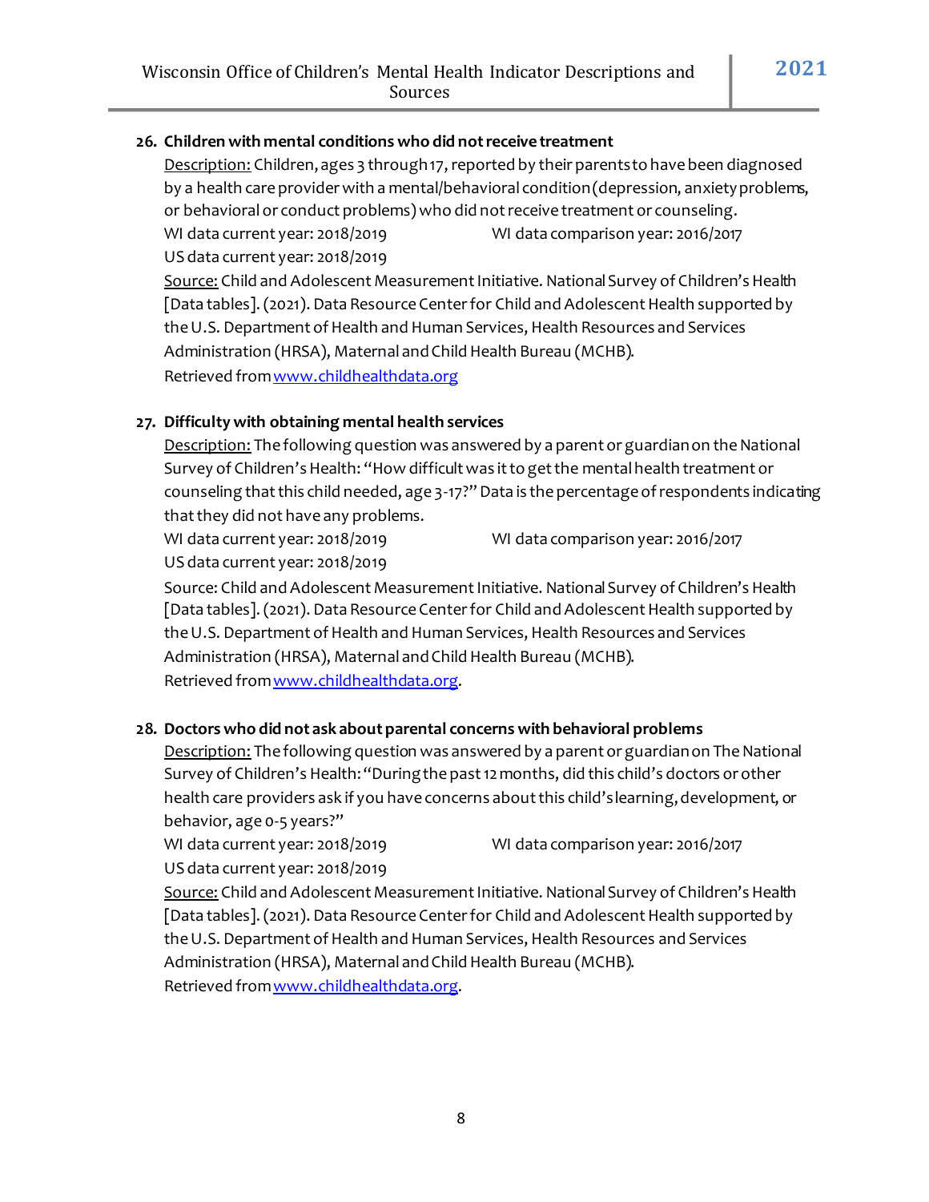**26. Children with mental conditions who did not receive treatment**

Description: Children, ages 3 through 17, reported by their parents to have been diagnosed by a health care provider with a mental/behavioral condition (depression, anxiety problems, or behavioral or conduct problems) who did not receive treatment or counseling.

WI data current year: 2018/2019 WI data comparison year: 2016/2017

US data current year: 2018/2019

Source: Child and Adolescent Measurement Initiative. National Survey of Children's Health [Data tables]. (2021). Data Resource Center for Child and Adolescent Health supported by the U.S. Department of Health and Human Services, Health Resources and Services Administration (HRSA), Maternal and Child Health Bureau (MCHB). Retrieved from www.childhealthdata.org

**27. Difficulty with obtaining mental health services**

Description: The following question was answered by a parent or guardian on the National Survey of Children's Health: "How difficult was it to get the mental health treatment or counseling that this child needed, age 3-17?" Data is the percentage of respondents indicating that they did not have any problems.

WI data current year: 2018/2019 WI data comparison year: 2016/2017

US data current year: 2018/2019

Source: Child and Adolescent Measurement Initiative. National Survey of Children's Health [Data tables]. (2021). Data Resource Center for Child and Adolescent Health supported by the U.S. Department of Health and Human Services, Health Resources and Services Administration (HRSA), Maternal and Child Health Bureau (MCHB). Retrieved from www.childhealthdata.org.

**28. Doctors who did not ask about parental concerns with behavioral problems**

Description: The following question was answered by a parent or guardian on The National Survey of Children's Health: "During the past 12 months, did this child's doctors or other health care providers ask if you have concerns about this child's learning, development, or behavior, age 0-5 years?"

WI data current year: 2018/2019 WI data comparison year: 2016/2017

US data current year: 2018/2019

Source: Child and Adolescent Measurement Initiative. National Survey of Children's Health [Data tables]. (2021). Data Resource Center for Child and Adolescent Health supported by the U.S. Department of Health and Human Services, Health Resources and Services Administration (HRSA), Maternal and Child Health Bureau (MCHB). Retrieved from www.childhealthdata.org.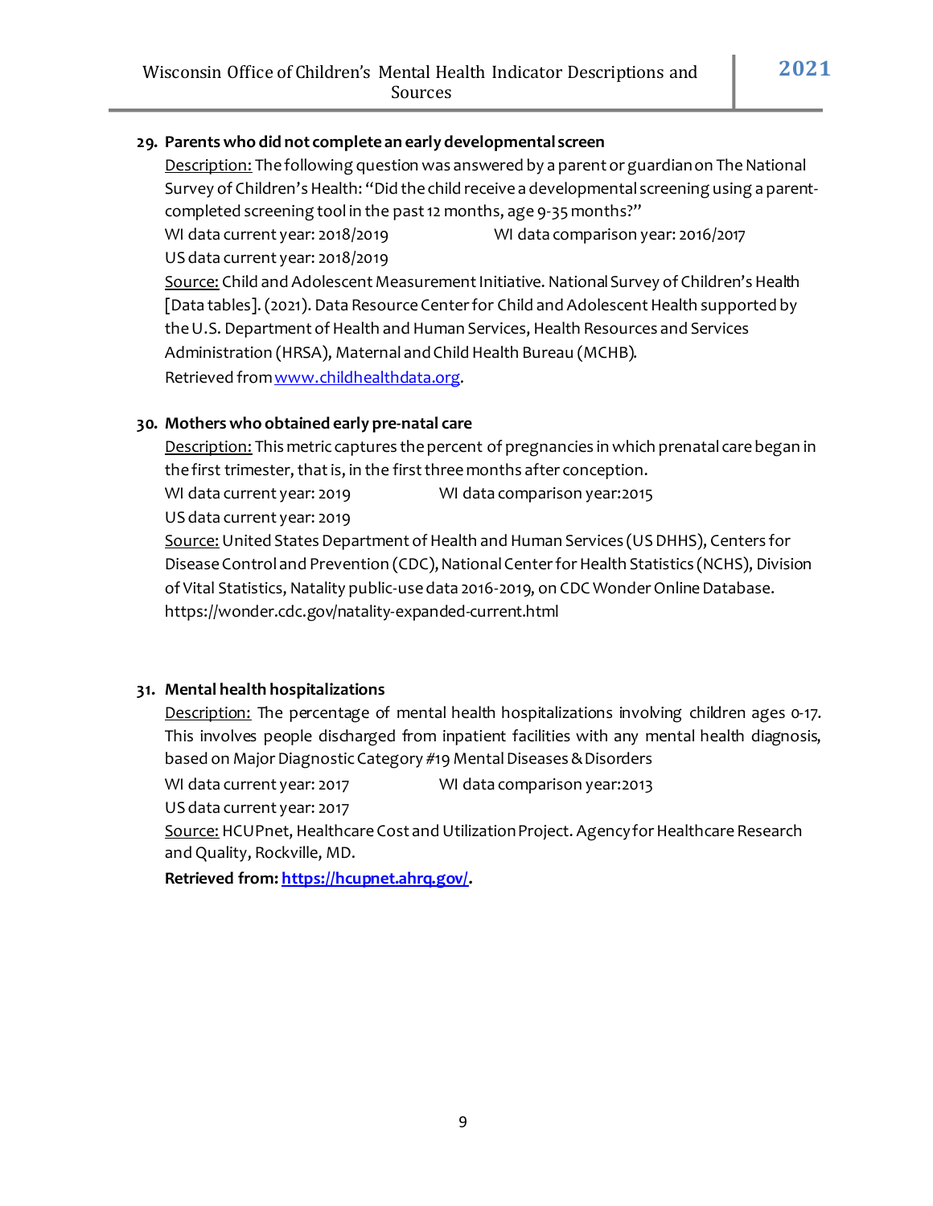**29. Parents who did not complete an early developmental screen**

Description: The following question was answered by a parent or guardian on The National Survey of Children's Health: "Did the child receive a developmental screening using a parent-completed screening tool in the past 12 months, age 9-35 months?"

WI data current year: 2018/2019 WI data comparison year: 2016/2017

US data current year: 2018/2019

Source: Child and Adolescent Measurement Initiative. National Survey of Children's Health [Data tables]. (2021). Data Resource Center for Child and Adolescent Health supported by the U.S. Department of Health and Human Services, Health Resources and Services Administration (HRSA), Maternal and Child Health Bureau (MCHB). Retrieved from www.childhealthdata.org.

**30. Mothers who obtained early pre-natal care**

Description: This metric captures the percent of pregnancies in which prenatal care began in the first trimester, that is, in the first three months after conception.

WI data current year: 2019 WI data comparison year: 2015

US data current year: 2019

Source: United States Department of Health and Human Services (US DHHS), Centers for Disease Control and Prevention (CDC), National Center for Health Statistics (NCHS), Division of Vital Statistics, Natality public-use data 2016-2019, on CDC Wonder Online Database. https://wonder.cdc.gov/natality-expanded-current.html

**31. Mental health hospitalizations**

Description: The percentage of mental health hospitalizations involving children ages 0-17. This involves people discharged from inpatient facilities with any mental health diagnosis, based on Major Diagnostic Category #19 Mental Diseases & Disorders

WI data current year: 2017 WI data comparison year: 2013

US data current year: 2017

Source: HCUPnet, Healthcare Cost and Utilization Project. Agency for Healthcare Research and Quality, Rockville, MD.

**Retrieved from: https://hcupnet.ahrq.gov/.**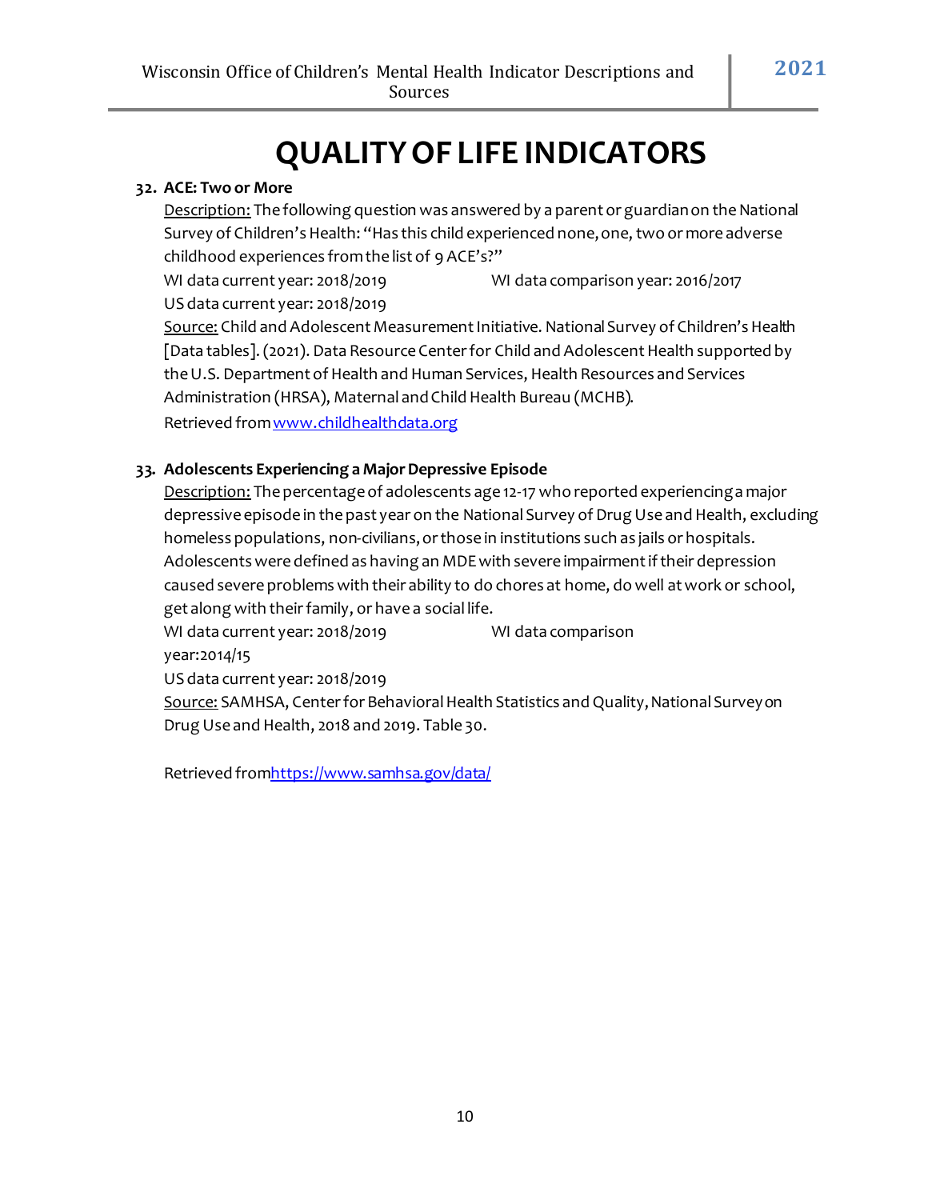# QUALITY OF LIFE INDICATORS

**32. ACE: Two or More**

Description: The following question was answered by a parent or guardian on the National Survey of Children's Health: "Has this child experienced none, one, two or more adverse childhood experiences from the list of 9 ACE's?"

WI data current year: 2018/2019 WI data comparison year: 2016/2017

US data current year: 2018/2019

Source: Child and Adolescent Measurement Initiative. National Survey of Children's Health [Data tables]. (2021). Data Resource Center for Child and Adolescent Health supported by the U.S. Department of Health and Human Services, Health Resources and Services Administration (HRSA), Maternal and Child Health Bureau (MCHB). Retrieved from www.childhealthdata.org

**33. Adolescents Experiencing a Major Depressive Episode**

Description: The percentage of adolescents age 12-17 who reported experiencing a major depressive episode in the past year on the National Survey of Drug Use and Health, excluding homeless populations, non-civilians, or those in institutions such as jails or hospitals. Adolescents were defined as having an MDE with severe impairment if their depression caused severe problems with their ability to do chores at home, do well at work or school, get along with their family, or have a social life.

WI data current year: 2018/2019 WI data comparison year:2014/15

US data current year: 2018/2019

Source: SAMHSA, Center for Behavioral Health Statistics and Quality, National Survey on Drug Use and Health, 2018 and 2019. Table 30.

Retrieved from https://www.samhsa.gov/data/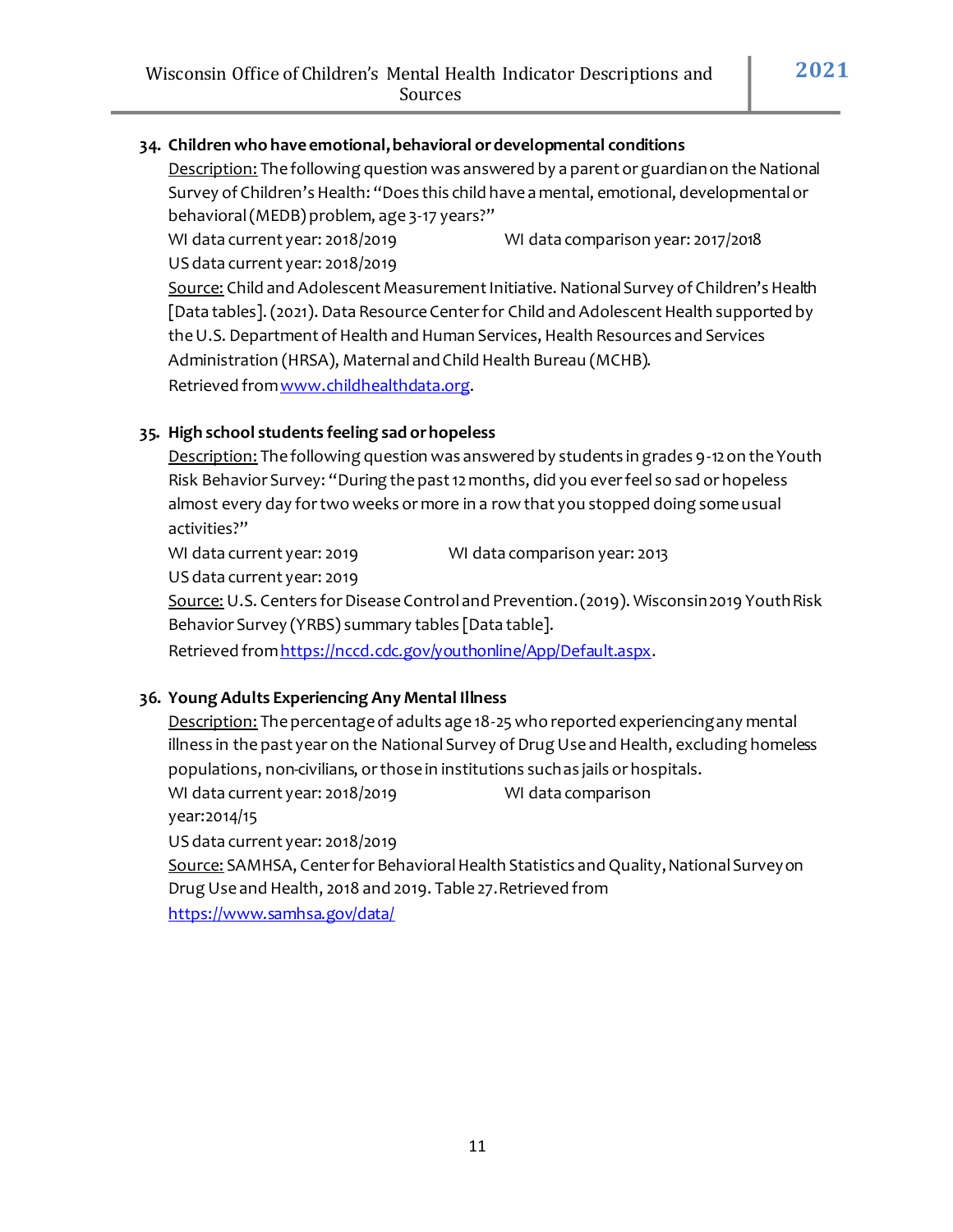**34. Children who have emotional, behavioral or developmental conditions**

Description: The following question was answered by a parent or guardian on the National Survey of Children's Health: "Does this child have a mental, emotional, developmental or behavioral (MEDB) problem, age 3-17 years?"

WI data current year: 2018/2019 WI data comparison year: 2017/2018

US data current year: 2018/2019

Source: Child and Adolescent Measurement Initiative. National Survey of Children's Health [Data tables]. (2021). Data Resource Center for Child and Adolescent Health supported by the U.S. Department of Health and Human Services, Health Resources and Services Administration (HRSA), Maternal and Child Health Bureau (MCHB). Retrieved from www.childhealthdata.org.

**35. High school students feeling sad or hopeless**

Description: The following question was answered by students in grades 9-12 on the Youth Risk Behavior Survey: "During the past 12 months, did you ever feel so sad or hopeless almost every day for two weeks or more in a row that you stopped doing some usual activities?"

WI data current year: 2019 WI data comparison year: 2013

US data current year: 2019

Source: U.S. Centers for Disease Control and Prevention. (2019). Wisconsin 2019 Youth Risk Behavior Survey (YRBS) summary tables [Data table]. Retrieved from https://nccd.cdc.gov/youthonline/App/Default.aspx.

**36. Young Adults Experiencing Any Mental Illness**

Description: The percentage of adults age 18-25 who reported experiencing any mental illness in the past year on the National Survey of Drug Use and Health, excluding homeless populations, non-civilians, or those in institutions such as jails or hospitals.

WI data current year: 2018/2019 WI data comparison year: 2014/15

US data current year: 2018/2019

Source: SAMHSA, Center for Behavioral Health Statistics and Quality, National Survey on Drug Use and Health, 2018 and 2019. Table 27. Retrieved from https://www.samhsa.gov/data/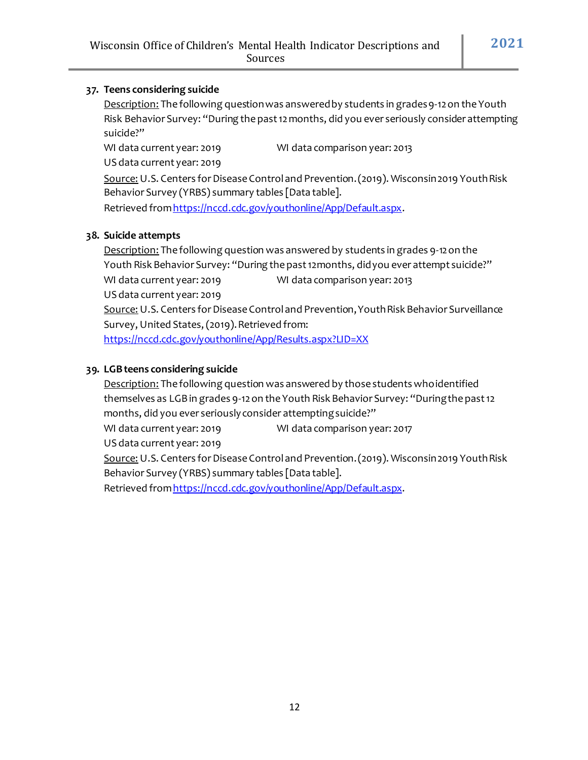37. **Teens considering suicide**

    Description: The following question was answered by students in grades 9-12 on the Youth Risk Behavior Survey: "During the past 12 months, did you ever seriously consider attempting suicide?"

    WI data current year: 2019 WI data comparison year: 2013

    US data current year: 2019

    Source: U.S. Centers for Disease Control and Prevention. (2019). Wisconsin 2019 Youth Risk Behavior Survey (YRBS) summary tables [Data table].
    Retrieved from https://nccd.cdc.gov/youthonline/App/Default.aspx.

38. **Suicide attempts**

    Description: The following question was answered by students in grades 9-12 on the Youth Risk Behavior Survey: "During the past 12months, did you ever attempt suicide?"

    WI data current year: 2019 WI data comparison year: 2013

    US data current year: 2019

    Source: U.S. Centers for Disease Control and Prevention, Youth Risk Behavior Surveillance Survey, United States, (2019). Retrieved from:
    https://nccd.cdc.gov/youthonline/App/Results.aspx?LID=XX

39. **LGB teens considering suicide**

    Description: The following question was answered by those students who identified themselves as LGB in grades 9-12 on the Youth Risk Behavior Survey: "During the past 12 months, did you ever seriously consider attempting suicide?"

    WI data current year: 2019 WI data comparison year: 2017

    US data current year: 2019

    Source: U.S. Centers for Disease Control and Prevention. (2019). Wisconsin 2019 Youth Risk Behavior Survey (YRBS) summary tables [Data table].
    Retrieved from https://nccd.cdc.gov/youthonline/App/Default.aspx.